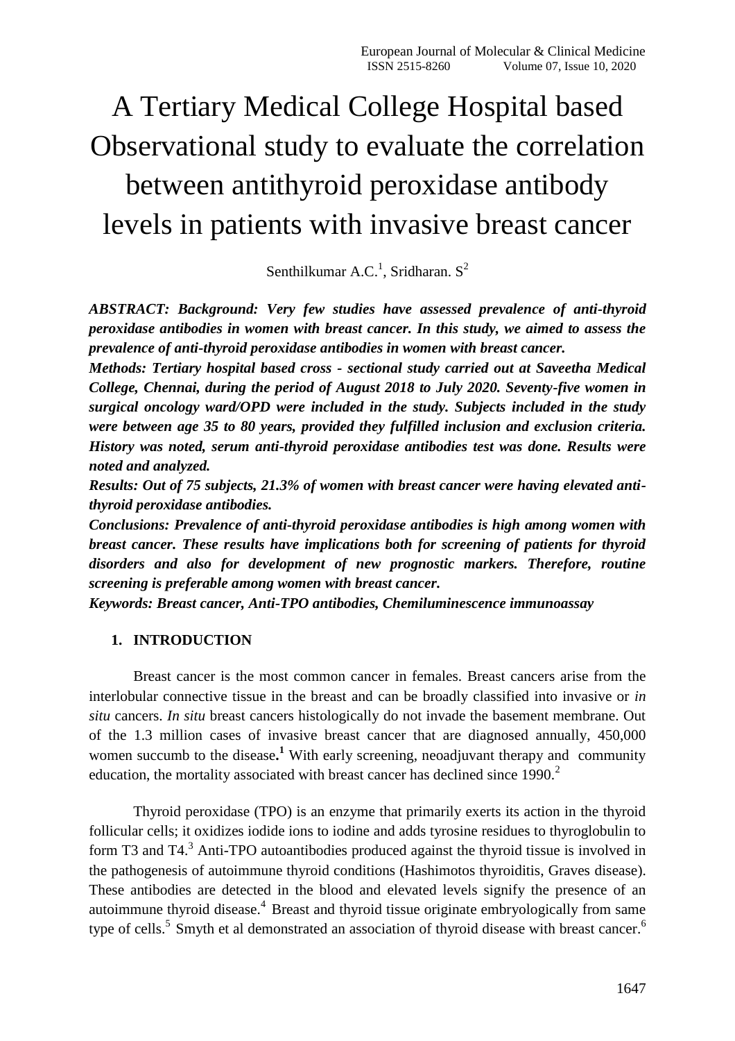# A Tertiary Medical College Hospital based Observational study to evaluate the correlation between antithyroid peroxidase antibody levels in patients with invasive breast cancer

Senthilkumar A.C.[1], Sridharan. S[2]

***ABSTRACT: Background: Very few studies have assessed prevalence of anti-thyroid peroxidase antibodies in women with breast cancer. In this study, we aimed to assess the prevalence of anti-thyroid peroxidase antibodies in women with breast cancer.***

***Methods: Tertiary hospital based cross - sectional study carried out at Saveetha Medical College, Chennai, during the period of August 2018 to July 2020. Seventy-five women in surgical oncology ward/OPD were included in the study. Subjects included in the study were between age 35 to 80 years, provided they fulfilled inclusion and exclusion criteria. History was noted, serum anti-thyroid peroxidase antibodies test was done. Results were noted and analyzed.***

***Results: Out of 75 subjects, 21.3% of women with breast cancer were having elevated anti-thyroid peroxidase antibodies.***

***Conclusions: Prevalence of anti-thyroid peroxidase antibodies is high among women with breast cancer. These results have implications both for screening of patients for thyroid disorders and also for development of new prognostic markers. Therefore, routine screening is preferable among women with breast cancer.***

***Keywords: Breast cancer, Anti-TPO antibodies, Chemiluminescence immunoassay***

## 1. INTRODUCTION

Breast cancer is the most common cancer in females. Breast cancers arise from the interlobular connective tissue in the breast and can be broadly classified into invasive or *in situ* cancers. *In situ* breast cancers histologically do not invade the basement membrane. Out of the 1.3 million cases of invasive breast cancer that are diagnosed annually, 450,000 women succumb to the disease**.**[1] With early screening, neoadjuvant therapy and community education, the mortality associated with breast cancer has declined since 1990.[2]

Thyroid peroxidase (TPO) is an enzyme that primarily exerts its action in the thyroid follicular cells; it oxidizes iodide ions to iodine and adds tyrosine residues to thyroglobulin to form T3 and T4.[3] Anti-TPO autoantibodies produced against the thyroid tissue is involved in the pathogenesis of autoimmune thyroid conditions (Hashimotos thyroiditis, Graves disease). These antibodies are detected in the blood and elevated levels signify the presence of an autoimmune thyroid disease.[4] Breast and thyroid tissue originate embryologically from same type of cells.[5] Smyth et al demonstrated an association of thyroid disease with breast cancer.[6]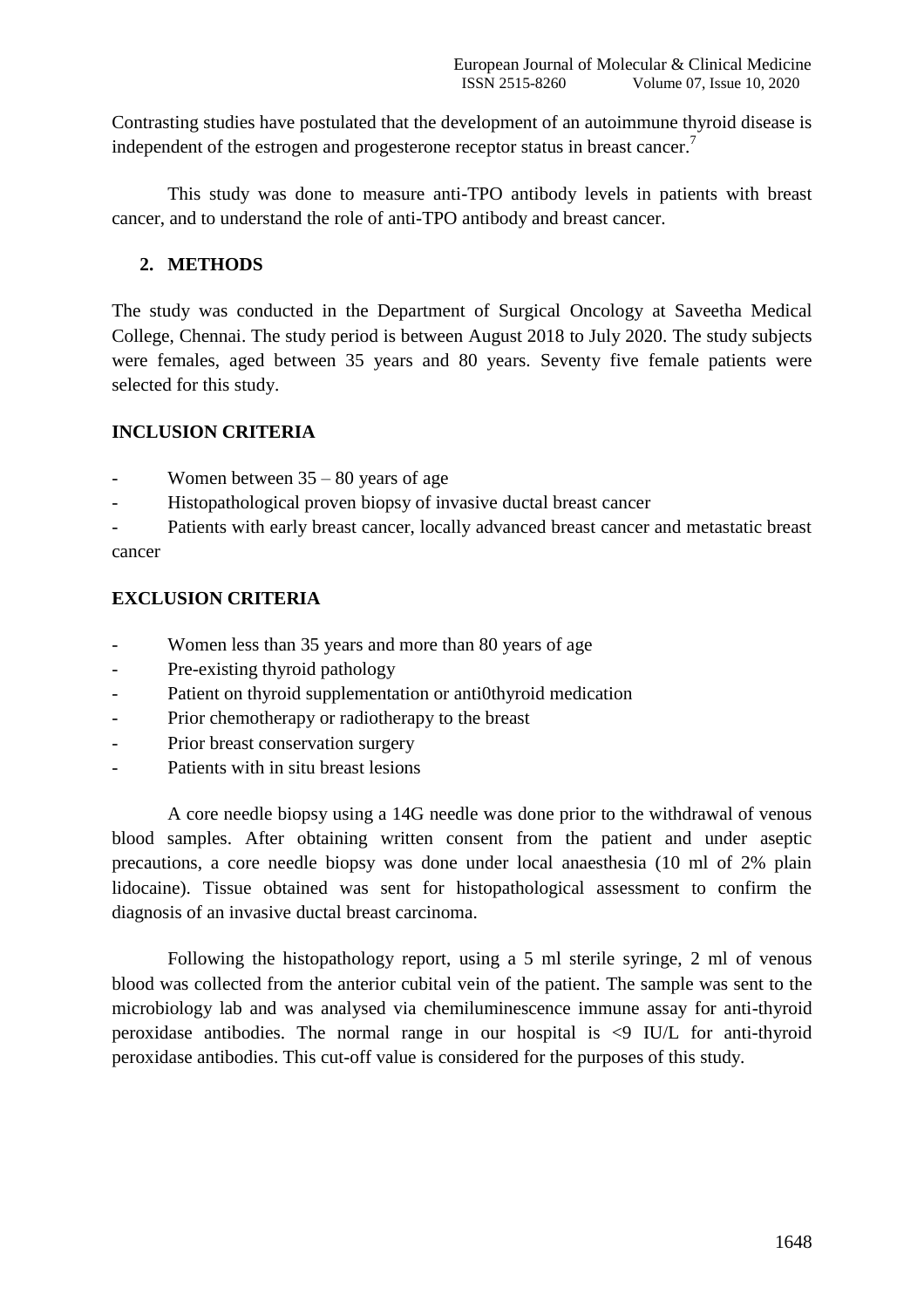Contrasting studies have postulated that the development of an autoimmune thyroid disease is independent of the estrogen and progesterone receptor status in breast cancer.[7]

This study was done to measure anti-TPO antibody levels in patients with breast cancer, and to understand the role of anti-TPO antibody and breast cancer.

## 2. METHODS

The study was conducted in the Department of Surgical Oncology at Saveetha Medical College, Chennai. The study period is between August 2018 to July 2020. The study subjects were females, aged between 35 years and 80 years. Seventy five female patients were selected for this study.

### INCLUSION CRITERIA

- Women between 35 – 80 years of age
- Histopathological proven biopsy of invasive ductal breast cancer
- Patients with early breast cancer, locally advanced breast cancer and metastatic breast cancer

### EXCLUSION CRITERIA

- Women less than 35 years and more than 80 years of age
- Pre-existing thyroid pathology
- Patient on thyroid supplementation or anti0thyroid medication
- Prior chemotherapy or radiotherapy to the breast
- Prior breast conservation surgery
- Patients with in situ breast lesions

A core needle biopsy using a 14G needle was done prior to the withdrawal of venous blood samples. After obtaining written consent from the patient and under aseptic precautions, a core needle biopsy was done under local anaesthesia (10 ml of 2% plain lidocaine). Tissue obtained was sent for histopathological assessment to confirm the diagnosis of an invasive ductal breast carcinoma.

Following the histopathology report, using a 5 ml sterile syringe, 2 ml of venous blood was collected from the anterior cubital vein of the patient. The sample was sent to the microbiology lab and was analysed via chemiluminescence immune assay for anti-thyroid peroxidase antibodies. The normal range in our hospital is <9 IU/L for anti-thyroid peroxidase antibodies. This cut-off value is considered for the purposes of this study.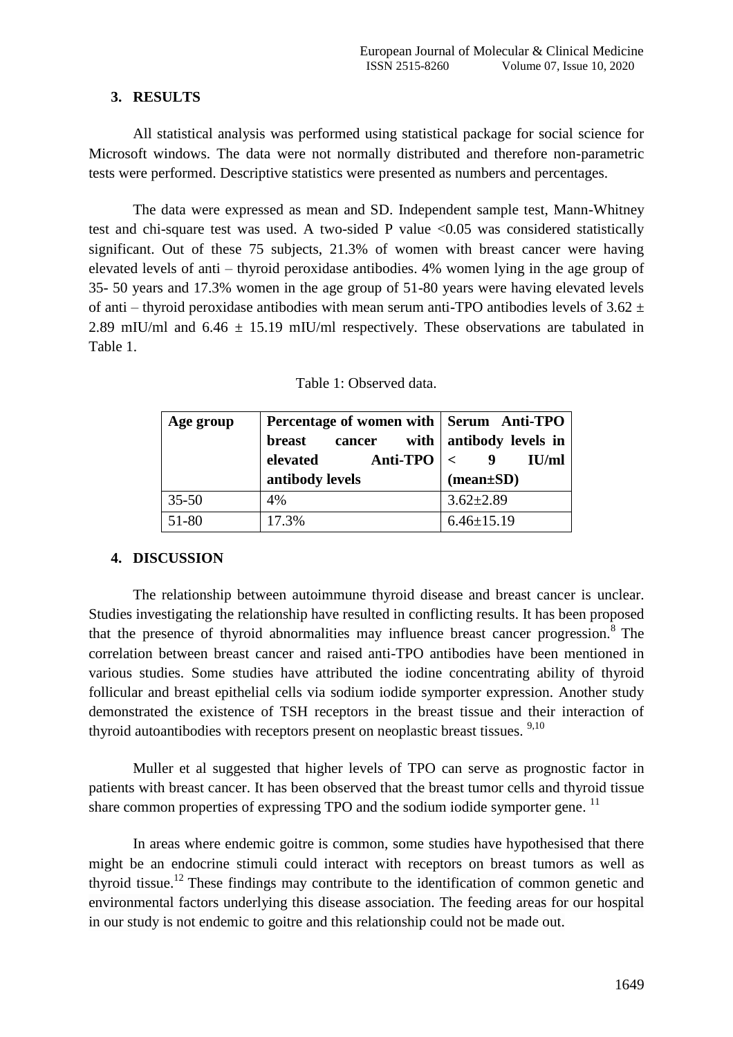## 3. RESULTS

All statistical analysis was performed using statistical package for social science for Microsoft windows. The data were not normally distributed and therefore non-parametric tests were performed. Descriptive statistics were presented as numbers and percentages.

The data were expressed as mean and SD. Independent sample test, Mann-Whitney test and chi-square test was used. A two-sided P value <0.05 was considered statistically significant. Out of these 75 subjects, 21.3% of women with breast cancer were having elevated levels of anti – thyroid peroxidase antibodies. 4% women lying in the age group of 35- 50 years and 17.3% women in the age group of 51-80 years were having elevated levels of anti – thyroid peroxidase antibodies with mean serum anti-TPO antibodies levels of $3.62 \pm 2.89$ mIU/ml and $6.46 \pm 15.19$ mIU/ml respectively. These observations are tabulated in Table 1.

Table 1: Observed data.

| Age group | Percentage of women with breast cancer with elevated Anti-TPO antibody levels | Serum Anti-TPO antibody levels in < 9 IU/ml (mean±SD) |
|---|---|---|
| 35-50 | 4% | 3.62±2.89 |
| 51-80 | 17.3% | 6.46±15.19 |

## 4. DISCUSSION

The relationship between autoimmune thyroid disease and breast cancer is unclear. Studies investigating the relationship have resulted in conflicting results. It has been proposed that the presence of thyroid abnormalities may influence breast cancer progression.[8] The correlation between breast cancer and raised anti-TPO antibodies have been mentioned in various studies. Some studies have attributed the iodine concentrating ability of thyroid follicular and breast epithelial cells via sodium iodide symporter expression. Another study demonstrated the existence of TSH receptors in the breast tissue and their interaction of thyroid autoantibodies with receptors present on neoplastic breast tissues. [9,10]

Muller et al suggested that higher levels of TPO can serve as prognostic factor in patients with breast cancer. It has been observed that the breast tumor cells and thyroid tissue share common properties of expressing TPO and the sodium iodide symporter gene. [11]

In areas where endemic goitre is common, some studies have hypothesised that there might be an endocrine stimuli could interact with receptors on breast tumors as well as thyroid tissue.[12] These findings may contribute to the identification of common genetic and environmental factors underlying this disease association. The feeding areas for our hospital in our study is not endemic to goitre and this relationship could not be made out.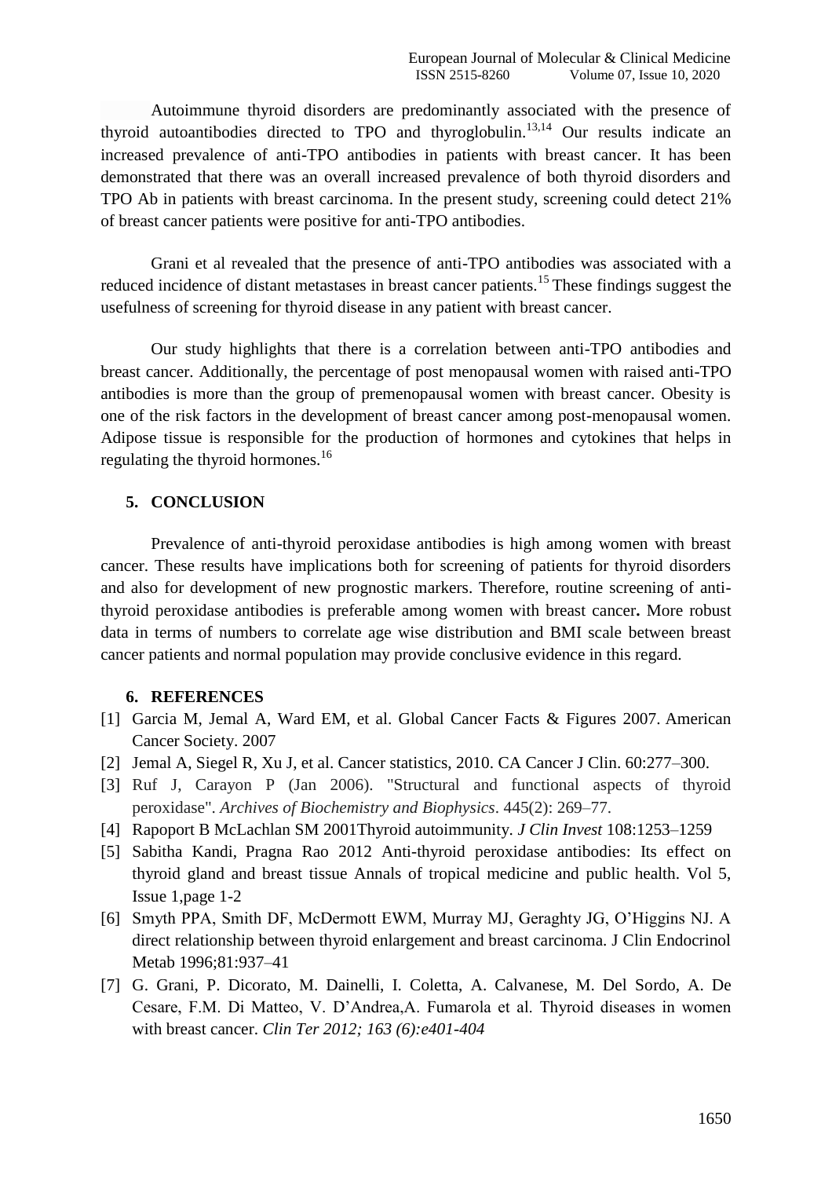Autoimmune thyroid disorders are predominantly associated with the presence of thyroid autoantibodies directed to TPO and thyroglobulin.[13,14] Our results indicate an increased prevalence of anti-TPO antibodies in patients with breast cancer. It has been demonstrated that there was an overall increased prevalence of both thyroid disorders and TPO Ab in patients with breast carcinoma. In the present study, screening could detect 21% of breast cancer patients were positive for anti-TPO antibodies.

Grani et al revealed that the presence of anti-TPO antibodies was associated with a reduced incidence of distant metastases in breast cancer patients.[15] These findings suggest the usefulness of screening for thyroid disease in any patient with breast cancer.

Our study highlights that there is a correlation between anti-TPO antibodies and breast cancer. Additionally, the percentage of post menopausal women with raised anti-TPO antibodies is more than the group of premenopausal women with breast cancer. Obesity is one of the risk factors in the development of breast cancer among post-menopausal women. Adipose tissue is responsible for the production of hormones and cytokines that helps in regulating the thyroid hormones.[16]

## 5. CONCLUSION

Prevalence of anti-thyroid peroxidase antibodies is high among women with breast cancer. These results have implications both for screening of patients for thyroid disorders and also for development of new prognostic markers. Therefore, routine screening of anti-thyroid peroxidase antibodies is preferable among women with breast cancer**.** More robust data in terms of numbers to correlate age wise distribution and BMI scale between breast cancer patients and normal population may provide conclusive evidence in this regard.

## 6. REFERENCES

[1] Garcia M, Jemal A, Ward EM, et al. Global Cancer Facts & Figures 2007. American Cancer Society. 2007

[2] Jemal A, Siegel R, Xu J, et al. Cancer statistics, 2010. CA Cancer J Clin. 60:277–300.

[3] Ruf J, Carayon P (Jan 2006). "Structural and functional aspects of thyroid peroxidase". *Archives of Biochemistry and Biophysics*. 445(2): 269–77.

[4] Rapoport B McLachlan SM 2001Thyroid autoimmunity. *J Clin Invest* 108:1253–1259

[5] Sabitha Kandi, Pragna Rao 2012 Anti-thyroid peroxidase antibodies: Its effect on thyroid gland and breast tissue Annals of tropical medicine and public health. Vol 5, Issue 1,page 1-2

[6] Smyth PPA, Smith DF, McDermott EWM, Murray MJ, Geraghty JG, O'Higgins NJ. A direct relationship between thyroid enlargement and breast carcinoma. J Clin Endocrinol Metab 1996;81:937–41

[7] G. Grani, P. Dicorato, M. Dainelli, I. Coletta, A. Calvanese, M. Del Sordo, A. De Cesare, F.M. Di Matteo, V. D'Andrea,A. Fumarola et al. Thyroid diseases in women with breast cancer. *Clin Ter 2012; 163 (6):e401-404*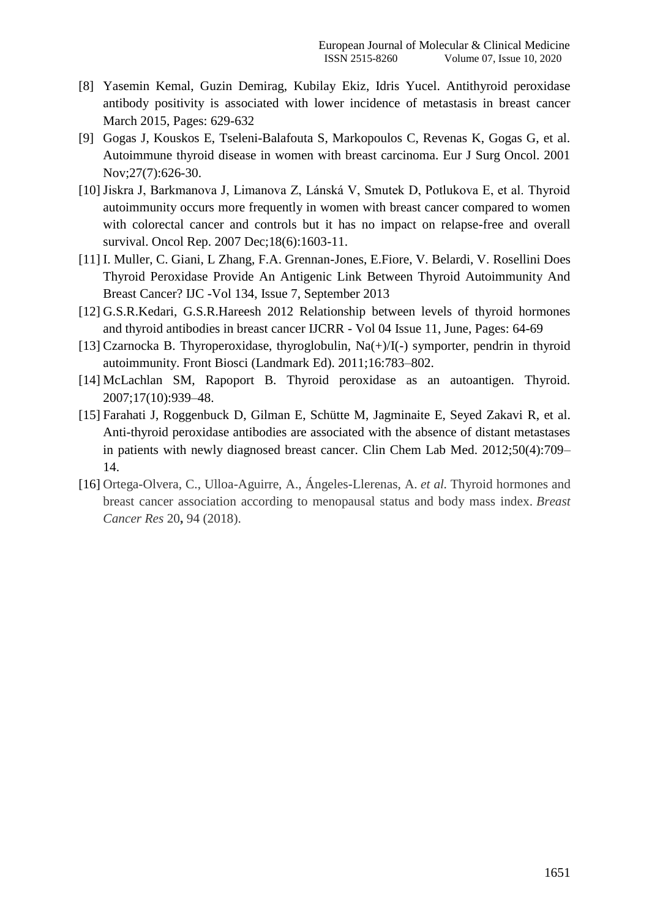[8] Yasemin Kemal, Guzin Demirag, Kubilay Ekiz, Idris Yucel. Antithyroid peroxidase antibody positivity is associated with lower incidence of metastasis in breast cancer March 2015, Pages: 629-632

[9] Gogas J, Kouskos E, Tseleni-Balafouta S, Markopoulos C, Revenas K, Gogas G, et al. Autoimmune thyroid disease in women with breast carcinoma. Eur J Surg Oncol. 2001 Nov;27(7):626-30.

[10] Jiskra J, Barkmanova J, Limanova Z, Lánská V, Smutek D, Potlukova E, et al. Thyroid autoimmunity occurs more frequently in women with breast cancer compared to women with colorectal cancer and controls but it has no impact on relapse-free and overall survival. Oncol Rep. 2007 Dec;18(6):1603-11.

[11] I. Muller, C. Giani, L Zhang, F.A. Grennan-Jones, E.Fiore, V. Belardi, V. Rosellini Does Thyroid Peroxidase Provide An Antigenic Link Between Thyroid Autoimmunity And Breast Cancer? IJC -Vol 134, Issue 7, September 2013

[12] G.S.R.Kedari, G.S.R.Hareesh 2012 Relationship between levels of thyroid hormones and thyroid antibodies in breast cancer IJCRR - Vol 04 Issue 11, June, Pages: 64-69

[13] Czarnocka B. Thyroperoxidase, thyroglobulin, Na(+)/I(-) symporter, pendrin in thyroid autoimmunity. Front Biosci (Landmark Ed). 2011;16:783–802.

[14] McLachlan SM, Rapoport B. Thyroid peroxidase as an autoantigen. Thyroid. 2007;17(10):939–48.

[15] Farahati J, Roggenbuck D, Gilman E, Schütte M, Jagminaite E, Seyed Zakavi R, et al. Anti-thyroid peroxidase antibodies are associated with the absence of distant metastases in patients with newly diagnosed breast cancer. Clin Chem Lab Med. 2012;50(4):709–14.

[16] Ortega-Olvera, C., Ulloa-Aguirre, A., Ángeles-Llerenas, A. *et al.* Thyroid hormones and breast cancer association according to menopausal status and body mass index. *Breast Cancer Res* 20**,** 94 (2018).